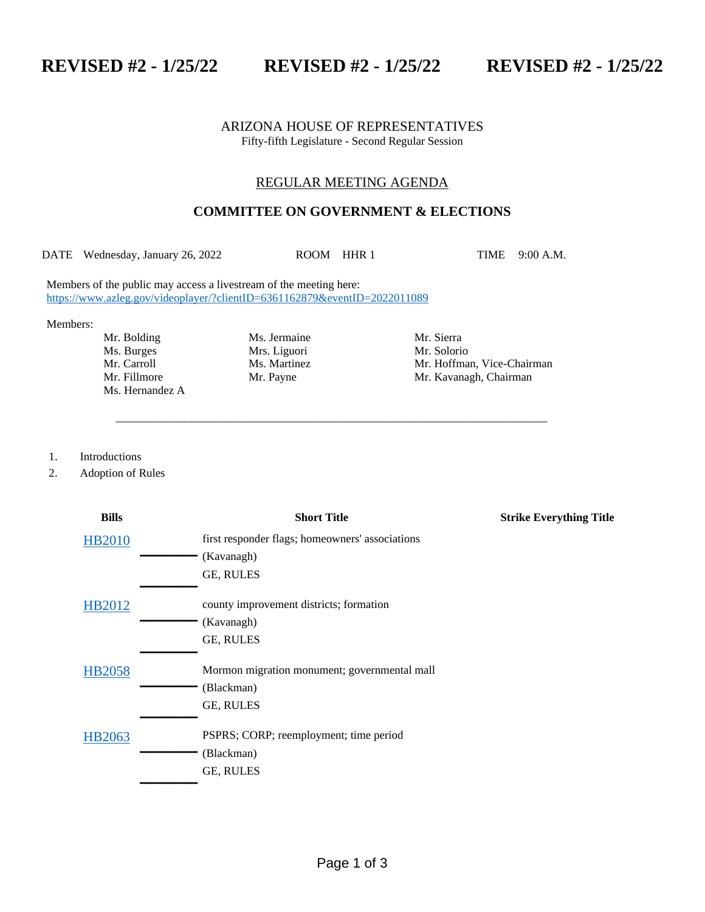**REVISED #2 - 1/25/22 REVISED #2 - 1/25/22 REVISED #2 - 1/25/22**

ARIZONA HOUSE OF REPRESENTATIVES
Fifty-fifth Legislature - Second Regular Session

## REGULAR MEETING AGENDA

## COMMITTEE ON GOVERNMENT & ELECTIONS

DATE Wednesday, January 26, 2022 ROOM HHR 1 TIME 9:00 A.M.

Members of the public may access a livestream of the meeting here:
https://www.azleg.gov/videoplayer/?clientID=6361162879&eventID=2022011089

Members:

| | | |
|---|---|---|
| Mr. Bolding | Ms. Jermaine | Mr. Sierra |
| Ms. Burges | Mrs. Liguori | Mr. Solorio |
| Mr. Carroll | Ms. Martinez | Mr. Hoffman, Vice-Chairman |
| Mr. Fillmore | Mr. Payne | Mr. Kavanagh, Chairman |
| Ms. Hernandez A | | |

---

1. Introductions
2. Adoption of Rules

| Bills | Short Title | Strike Everything Title |
|---|---|---|
| HB2010 | first responder flags; homeowners' associations (Kavanagh) GE, RULES | |
| HB2012 | county improvement districts; formation (Kavanagh) GE, RULES | |
| HB2058 | Mormon migration monument; governmental mall (Blackman) GE, RULES | |
| HB2063 | PSPRS; CORP; reemployment; time period (Blackman) GE, RULES | |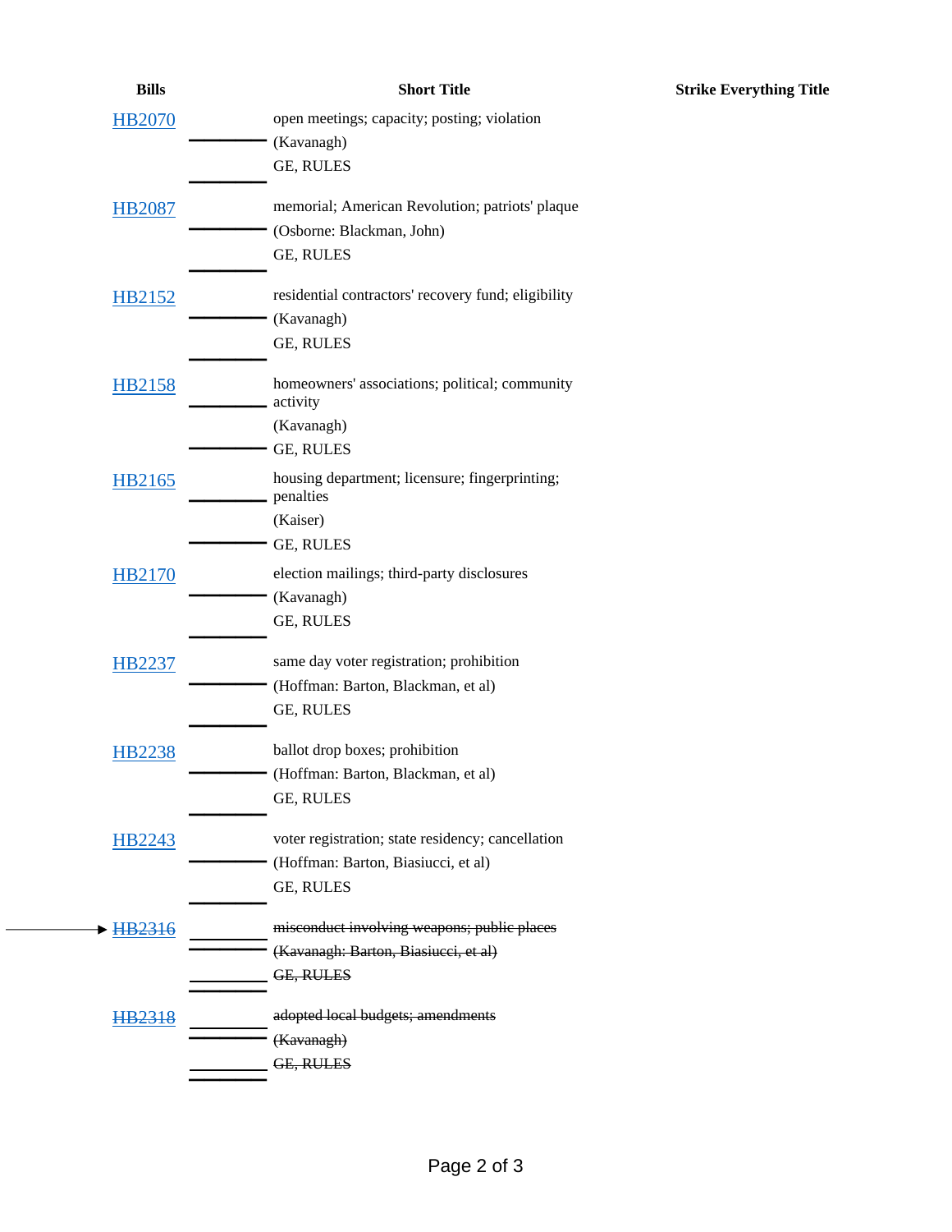| Bills | Short Title | Strike Everything Title |
| --- | --- | --- |
| HB2070 | open meetings; capacity; posting; violation (Kavanagh) GE, RULES | |
| HB2087 | memorial; American Revolution; patriots' plaque (Osborne: Blackman, John) GE, RULES | |
| HB2152 | residential contractors' recovery fund; eligibility (Kavanagh) GE, RULES | |
| HB2158 | homeowners' associations; political; community activity (Kavanagh) GE, RULES | |
| HB2165 | housing department; licensure; fingerprinting; penalties (Kaiser) GE, RULES | |
| HB2170 | election mailings; third-party disclosures (Kavanagh) GE, RULES | |
| HB2237 | same day voter registration; prohibition (Hoffman: Barton, Blackman, et al) GE, RULES | |
| HB2238 | ballot drop boxes; prohibition (Hoffman: Barton, Blackman, et al) GE, RULES | |
| HB2243 | voter registration; state residency; cancellation (Hoffman: Barton, Biasiucci, et al) GE, RULES | |
| → ~~HB2316~~ | ~~misconduct involving weapons; public places (Kavanagh: Barton, Biasiucci, et al) GE, RULES~~ | |
| ~~HB2318~~ | ~~adopted local budgets; amendments (Kavanagh) GE, RULES~~ | |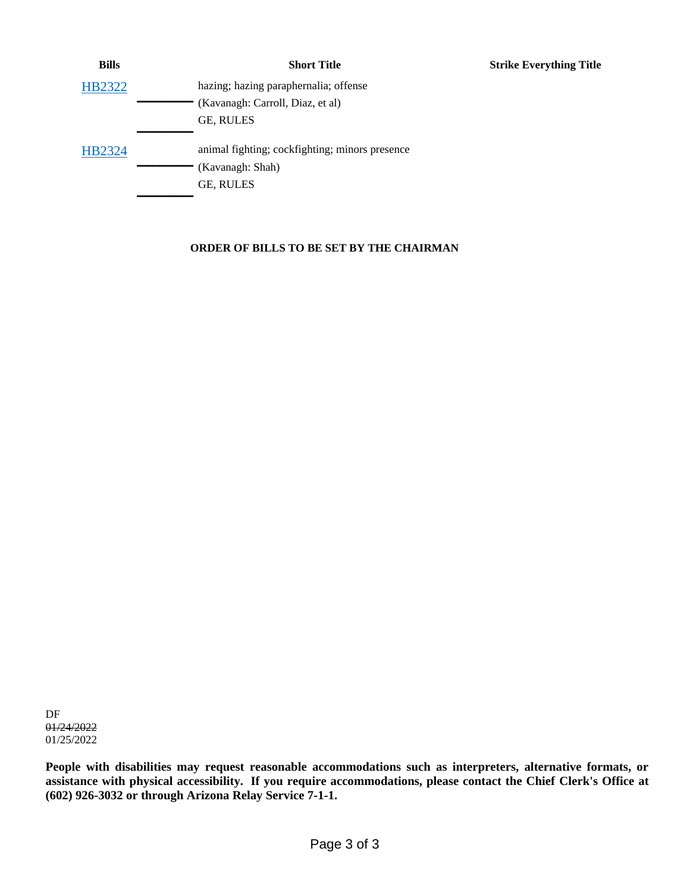| Bills | | Short Title | Strike Everything Title |
|---|---|---|---|
| HB2322 | | hazing; hazing paraphernalia; offense<br>(Kavanagh: Carroll, Diaz, et al)<br>GE, RULES | |
| HB2324 | | animal fighting; cockfighting; minors presence<br>(Kavanagh: Shah)<br>GE, RULES | |

**ORDER OF BILLS TO BE SET BY THE CHAIRMAN**

DF
~~01/24/2022~~
01/25/2022

**People with disabilities may request reasonable accommodations such as interpreters, alternative formats, or assistance with physical accessibility. If you require accommodations, please contact the Chief Clerk's Office at (602) 926-3032 or through Arizona Relay Service 7-1-1.**